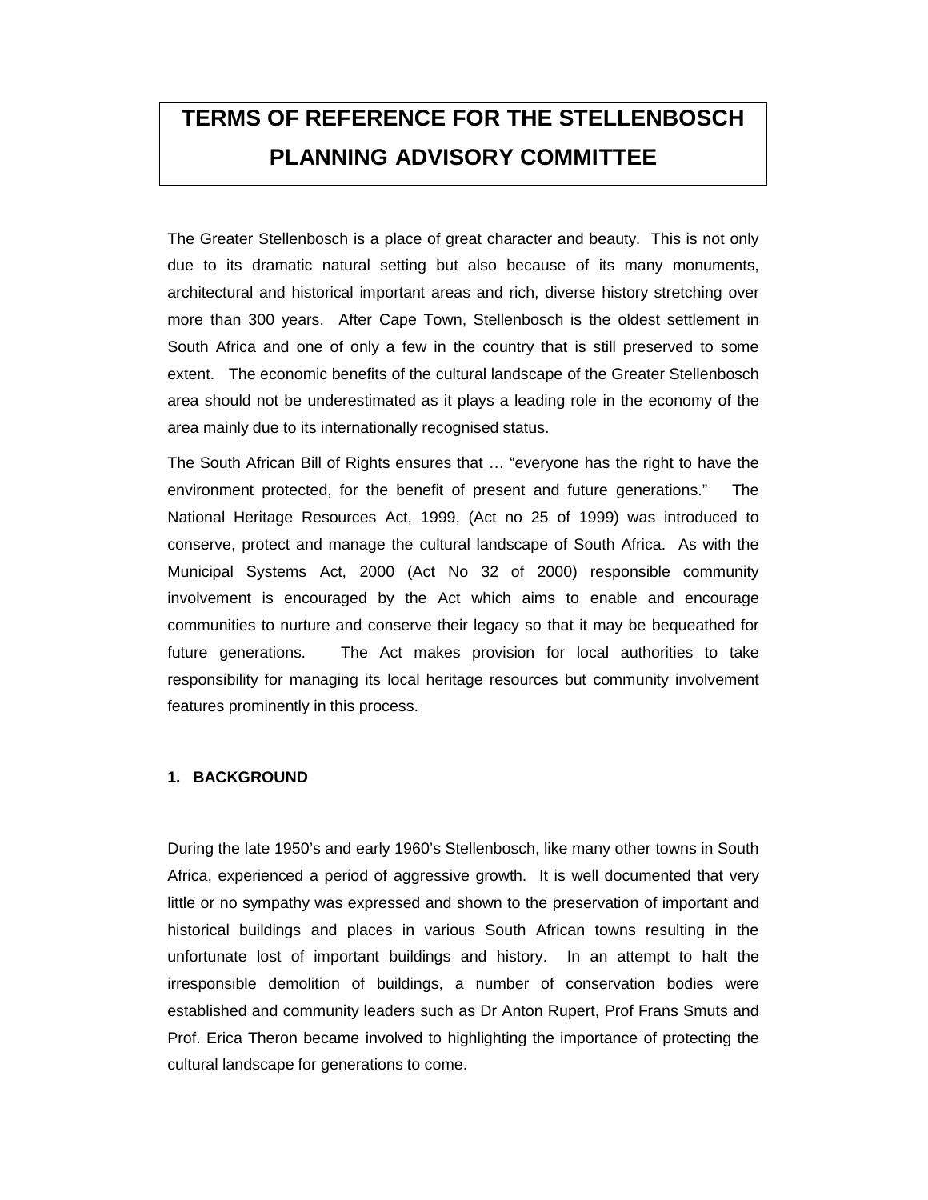# TERMS OF REFERENCE FOR THE STELLENBOSCH PLANNING ADVISORY COMMITTEE

The Greater Stellenbosch is a place of great character and beauty. This is not only due to its dramatic natural setting but also because of its many monuments, architectural and historical important areas and rich, diverse history stretching over more than 300 years. After Cape Town, Stellenbosch is the oldest settlement in South Africa and one of only a few in the country that is still preserved to some extent. The economic benefits of the cultural landscape of the Greater Stellenbosch area should not be underestimated as it plays a leading role in the economy of the area mainly due to its internationally recognised status.

The South African Bill of Rights ensures that … "everyone has the right to have the environment protected, for the benefit of present and future generations." The National Heritage Resources Act, 1999, (Act no 25 of 1999) was introduced to conserve, protect and manage the cultural landscape of South Africa. As with the Municipal Systems Act, 2000 (Act No 32 of 2000) responsible community involvement is encouraged by the Act which aims to enable and encourage communities to nurture and conserve their legacy so that it may be bequeathed for future generations. The Act makes provision for local authorities to take responsibility for managing its local heritage resources but community involvement features prominently in this process.

## 1. BACKGROUND

During the late 1950's and early 1960's Stellenbosch, like many other towns in South Africa, experienced a period of aggressive growth. It is well documented that very little or no sympathy was expressed and shown to the preservation of important and historical buildings and places in various South African towns resulting in the unfortunate lost of important buildings and history. In an attempt to halt the irresponsible demolition of buildings, a number of conservation bodies were established and community leaders such as Dr Anton Rupert, Prof Frans Smuts and Prof. Erica Theron became involved to highlighting the importance of protecting the cultural landscape for generations to come.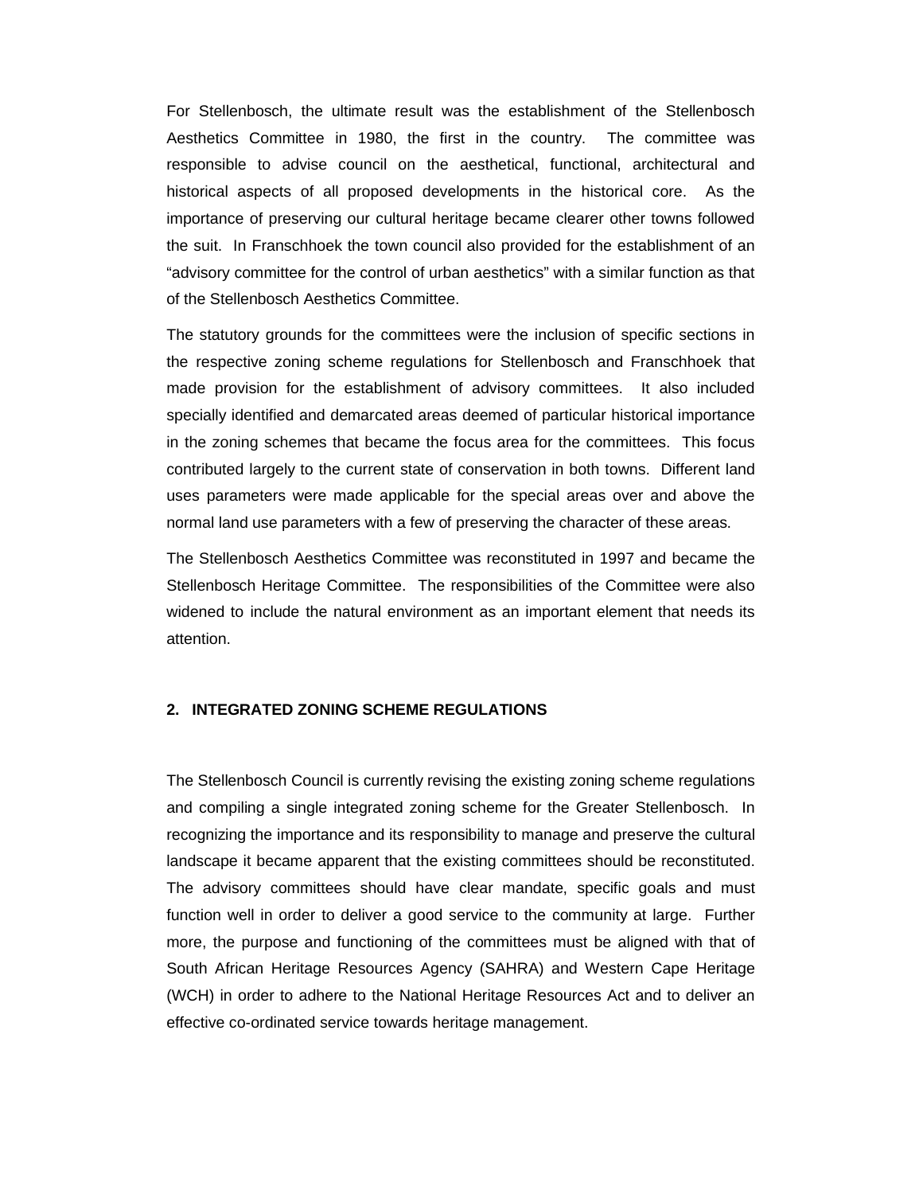For Stellenbosch, the ultimate result was the establishment of the Stellenbosch Aesthetics Committee in 1980, the first in the country. The committee was responsible to advise council on the aesthetical, functional, architectural and historical aspects of all proposed developments in the historical core. As the importance of preserving our cultural heritage became clearer other towns followed the suit. In Franschhoek the town council also provided for the establishment of an "advisory committee for the control of urban aesthetics" with a similar function as that of the Stellenbosch Aesthetics Committee.

The statutory grounds for the committees were the inclusion of specific sections in the respective zoning scheme regulations for Stellenbosch and Franschhoek that made provision for the establishment of advisory committees. It also included specially identified and demarcated areas deemed of particular historical importance in the zoning schemes that became the focus area for the committees. This focus contributed largely to the current state of conservation in both towns. Different land uses parameters were made applicable for the special areas over and above the normal land use parameters with a few of preserving the character of these areas.

The Stellenbosch Aesthetics Committee was reconstituted in 1997 and became the Stellenbosch Heritage Committee. The responsibilities of the Committee were also widened to include the natural environment as an important element that needs its attention.

## 2. INTEGRATED ZONING SCHEME REGULATIONS

The Stellenbosch Council is currently revising the existing zoning scheme regulations and compiling a single integrated zoning scheme for the Greater Stellenbosch. In recognizing the importance and its responsibility to manage and preserve the cultural landscape it became apparent that the existing committees should be reconstituted. The advisory committees should have clear mandate, specific goals and must function well in order to deliver a good service to the community at large. Further more, the purpose and functioning of the committees must be aligned with that of South African Heritage Resources Agency (SAHRA) and Western Cape Heritage (WCH) in order to adhere to the National Heritage Resources Act and to deliver an effective co-ordinated service towards heritage management.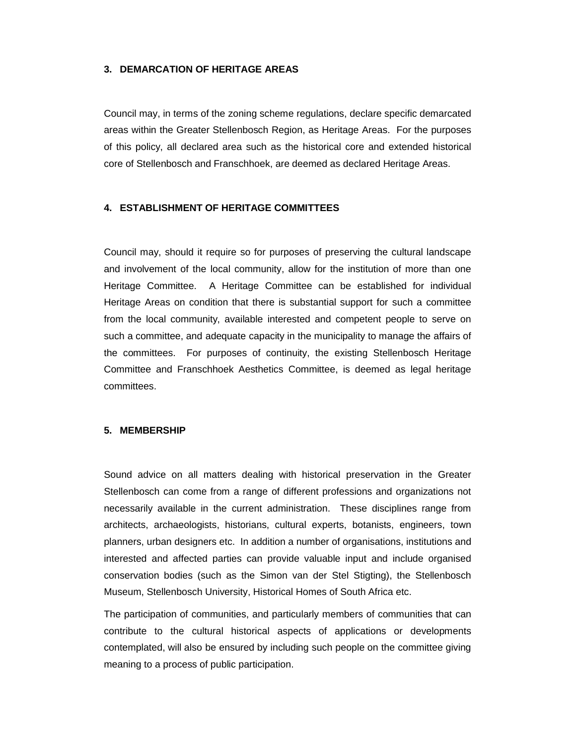### 3. DEMARCATION OF HERITAGE AREAS

Council may, in terms of the zoning scheme regulations, declare specific demarcated areas within the Greater Stellenbosch Region, as Heritage Areas. For the purposes of this policy, all declared area such as the historical core and extended historical core of Stellenbosch and Franschhoek, are deemed as declared Heritage Areas.

### 4. ESTABLISHMENT OF HERITAGE COMMITTEES

Council may, should it require so for purposes of preserving the cultural landscape and involvement of the local community, allow for the institution of more than one Heritage Committee. A Heritage Committee can be established for individual Heritage Areas on condition that there is substantial support for such a committee from the local community, available interested and competent people to serve on such a committee, and adequate capacity in the municipality to manage the affairs of the committees. For purposes of continuity, the existing Stellenbosch Heritage Committee and Franschhoek Aesthetics Committee, is deemed as legal heritage committees.

### 5. MEMBERSHIP

Sound advice on all matters dealing with historical preservation in the Greater Stellenbosch can come from a range of different professions and organizations not necessarily available in the current administration. These disciplines range from architects, archaeologists, historians, cultural experts, botanists, engineers, town planners, urban designers etc. In addition a number of organisations, institutions and interested and affected parties can provide valuable input and include organised conservation bodies (such as the Simon van der Stel Stigting), the Stellenbosch Museum, Stellenbosch University, Historical Homes of South Africa etc.

The participation of communities, and particularly members of communities that can contribute to the cultural historical aspects of applications or developments contemplated, will also be ensured by including such people on the committee giving meaning to a process of public participation.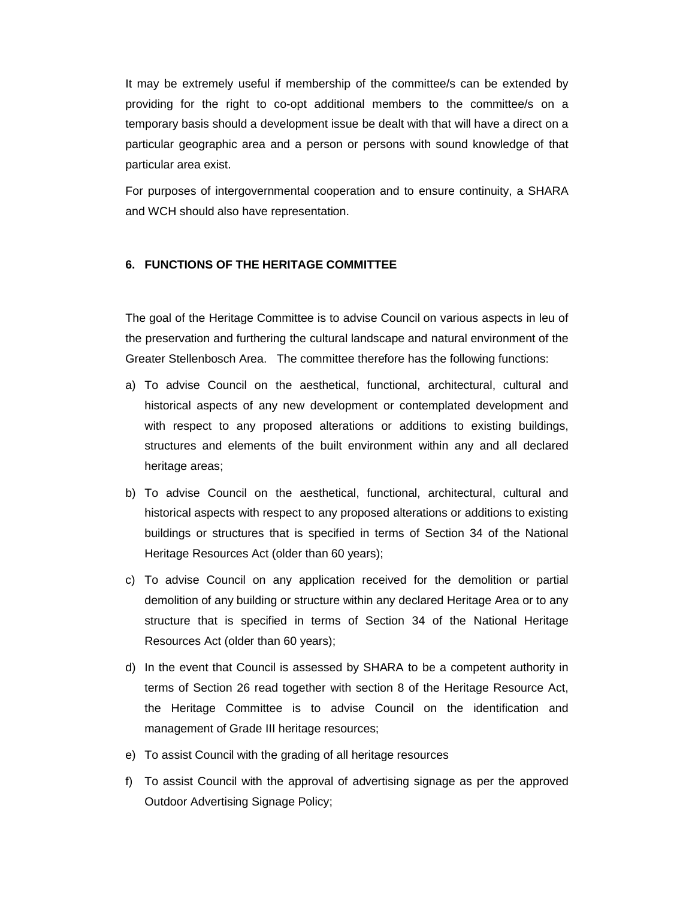It may be extremely useful if membership of the committee/s can be extended by providing for the right to co-opt additional members to the committee/s on a temporary basis should a development issue be dealt with that will have a direct on a particular geographic area and a person or persons with sound knowledge of that particular area exist.

For purposes of intergovernmental cooperation and to ensure continuity, a SHARA and WCH should also have representation.

## 6. FUNCTIONS OF THE HERITAGE COMMITTEE

The goal of the Heritage Committee is to advise Council on various aspects in leu of the preservation and furthering the cultural landscape and natural environment of the Greater Stellenbosch Area. The committee therefore has the following functions:

a) To advise Council on the aesthetical, functional, architectural, cultural and historical aspects of any new development or contemplated development and with respect to any proposed alterations or additions to existing buildings, structures and elements of the built environment within any and all declared heritage areas;

b) To advise Council on the aesthetical, functional, architectural, cultural and historical aspects with respect to any proposed alterations or additions to existing buildings or structures that is specified in terms of Section 34 of the National Heritage Resources Act (older than 60 years);

c) To advise Council on any application received for the demolition or partial demolition of any building or structure within any declared Heritage Area or to any structure that is specified in terms of Section 34 of the National Heritage Resources Act (older than 60 years);

d) In the event that Council is assessed by SHARA to be a competent authority in terms of Section 26 read together with section 8 of the Heritage Resource Act, the Heritage Committee is to advise Council on the identification and management of Grade III heritage resources;

e) To assist Council with the grading of all heritage resources

f) To assist Council with the approval of advertising signage as per the approved Outdoor Advertising Signage Policy;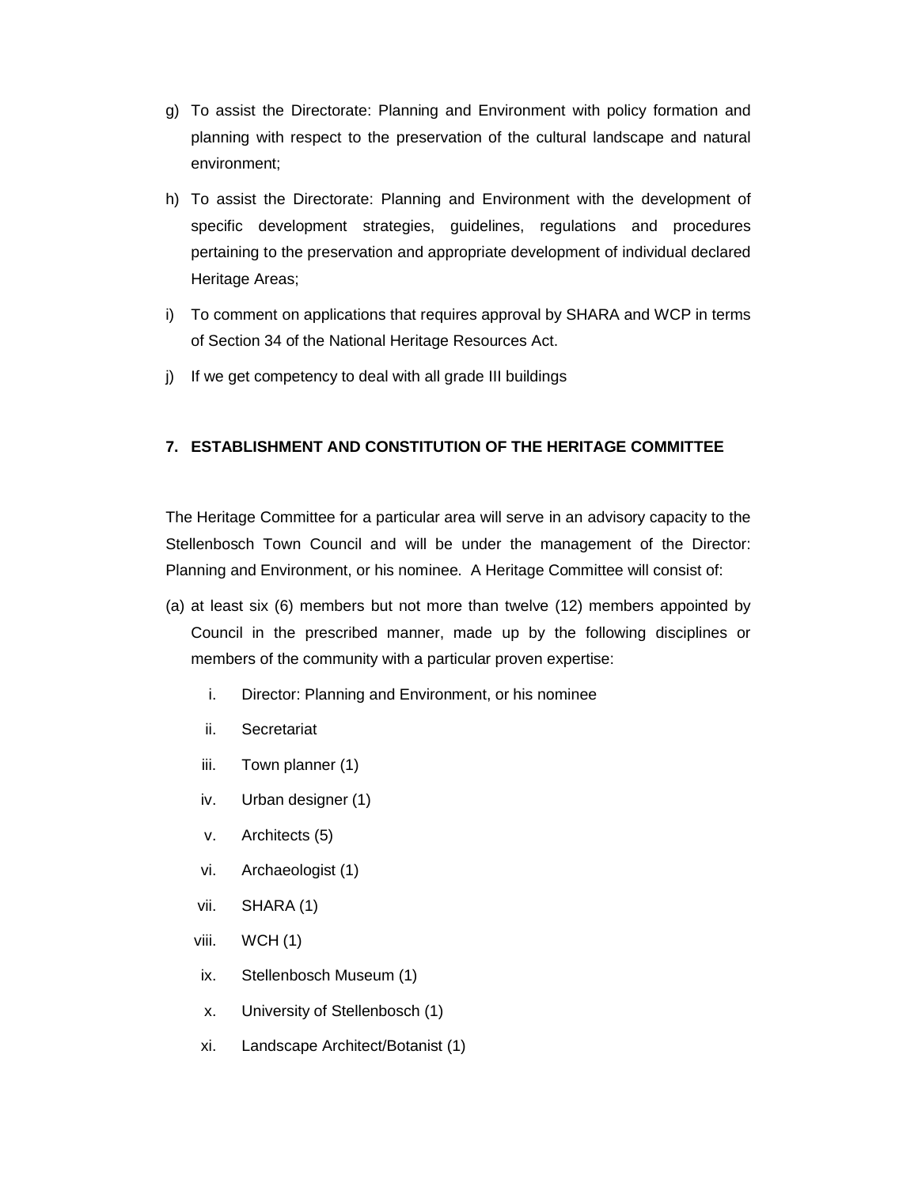g) To assist the Directorate: Planning and Environment with policy formation and planning with respect to the preservation of the cultural landscape and natural environment;

h) To assist the Directorate: Planning and Environment with the development of specific development strategies, guidelines, regulations and procedures pertaining to the preservation and appropriate development of individual declared Heritage Areas;

i) To comment on applications that requires approval by SHARA and WCP in terms of Section 34 of the National Heritage Resources Act.

j) If we get competency to deal with all grade III buildings

## 7. ESTABLISHMENT AND CONSTITUTION OF THE HERITAGE COMMITTEE

The Heritage Committee for a particular area will serve in an advisory capacity to the Stellenbosch Town Council and will be under the management of the Director: Planning and Environment, or his nominee. A Heritage Committee will consist of:

(a) at least six (6) members but not more than twelve (12) members appointed by Council in the prescribed manner, made up by the following disciplines or members of the community with a particular proven expertise:

   i. Director: Planning and Environment, or his nominee
   ii. Secretariat
   iii. Town planner (1)
   iv. Urban designer (1)
   v. Architects (5)
   vi. Archaeologist (1)
   vii. SHARA (1)
   viii. WCH (1)
   ix. Stellenbosch Museum (1)
   x. University of Stellenbosch (1)
   xi. Landscape Architect/Botanist (1)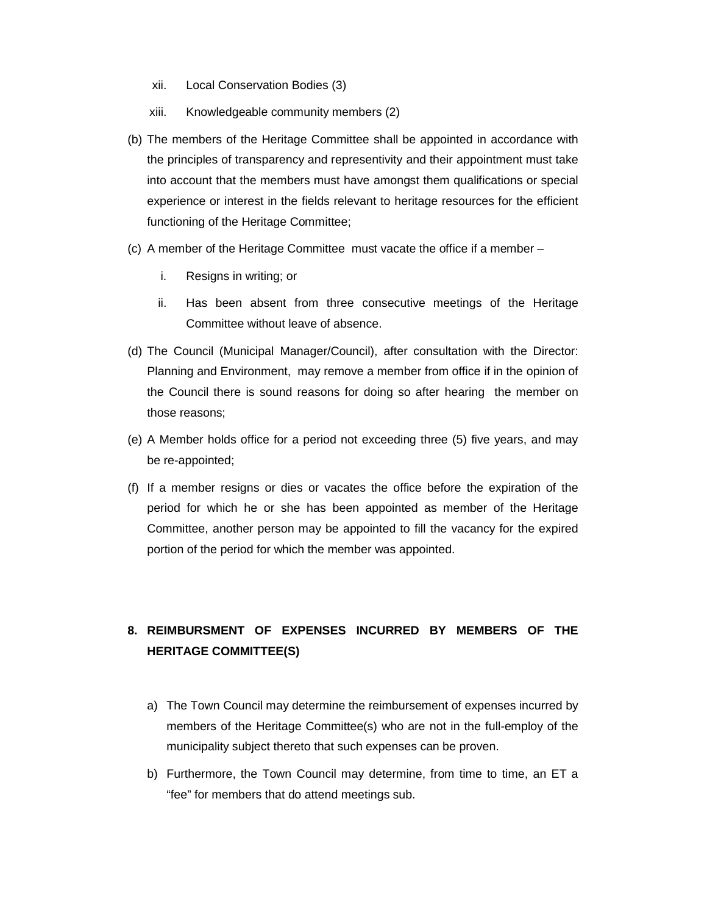xii. Local Conservation Bodies (3)

xiii. Knowledgeable community members (2)

(b) The members of the Heritage Committee shall be appointed in accordance with the principles of transparency and representivity and their appointment must take into account that the members must have amongst them qualifications or special experience or interest in the fields relevant to heritage resources for the efficient functioning of the Heritage Committee;

(c) A member of the Heritage Committee must vacate the office if a member –

   i. Resigns in writing; or

   ii. Has been absent from three consecutive meetings of the Heritage Committee without leave of absence.

(d) The Council (Municipal Manager/Council), after consultation with the Director: Planning and Environment, may remove a member from office if in the opinion of the Council there is sound reasons for doing so after hearing the member on those reasons;

(e) A Member holds office for a period not exceeding three (5) five years, and may be re-appointed;

(f) If a member resigns or dies or vacates the office before the expiration of the period for which he or she has been appointed as member of the Heritage Committee, another person may be appointed to fill the vacancy for the expired portion of the period for which the member was appointed.

## 8. REIMBURSMENT OF EXPENSES INCURRED BY MEMBERS OF THE HERITAGE COMMITTEE(S)

a) The Town Council may determine the reimbursement of expenses incurred by members of the Heritage Committee(s) who are not in the full-employ of the municipality subject thereto that such expenses can be proven.

b) Furthermore, the Town Council may determine, from time to time, an ET a "fee" for members that do attend meetings sub.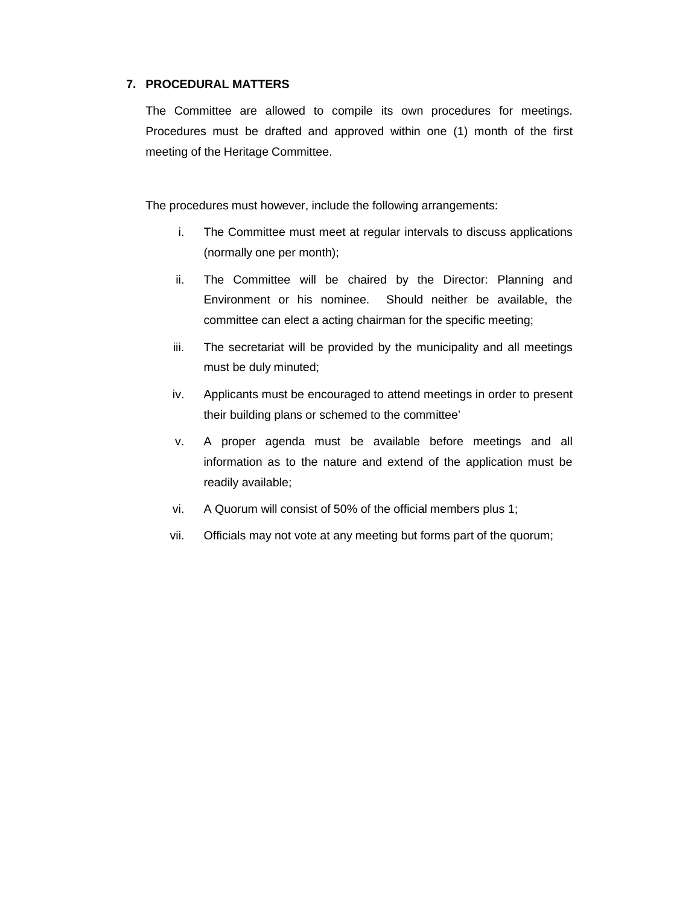## 7. PROCEDURAL MATTERS

The Committee are allowed to compile its own procedures for meetings. Procedures must be drafted and approved within one (1) month of the first meeting of the Heritage Committee.

The procedures must however, include the following arrangements:

i. The Committee must meet at regular intervals to discuss applications (normally one per month);

ii. The Committee will be chaired by the Director: Planning and Environment or his nominee. Should neither be available, the committee can elect a acting chairman for the specific meeting;

iii. The secretariat will be provided by the municipality and all meetings must be duly minuted;

iv. Applicants must be encouraged to attend meetings in order to present their building plans or schemed to the committee'

v. A proper agenda must be available before meetings and all information as to the nature and extend of the application must be readily available;

vi. A Quorum will consist of 50% of the official members plus 1;

vii. Officials may not vote at any meeting but forms part of the quorum;